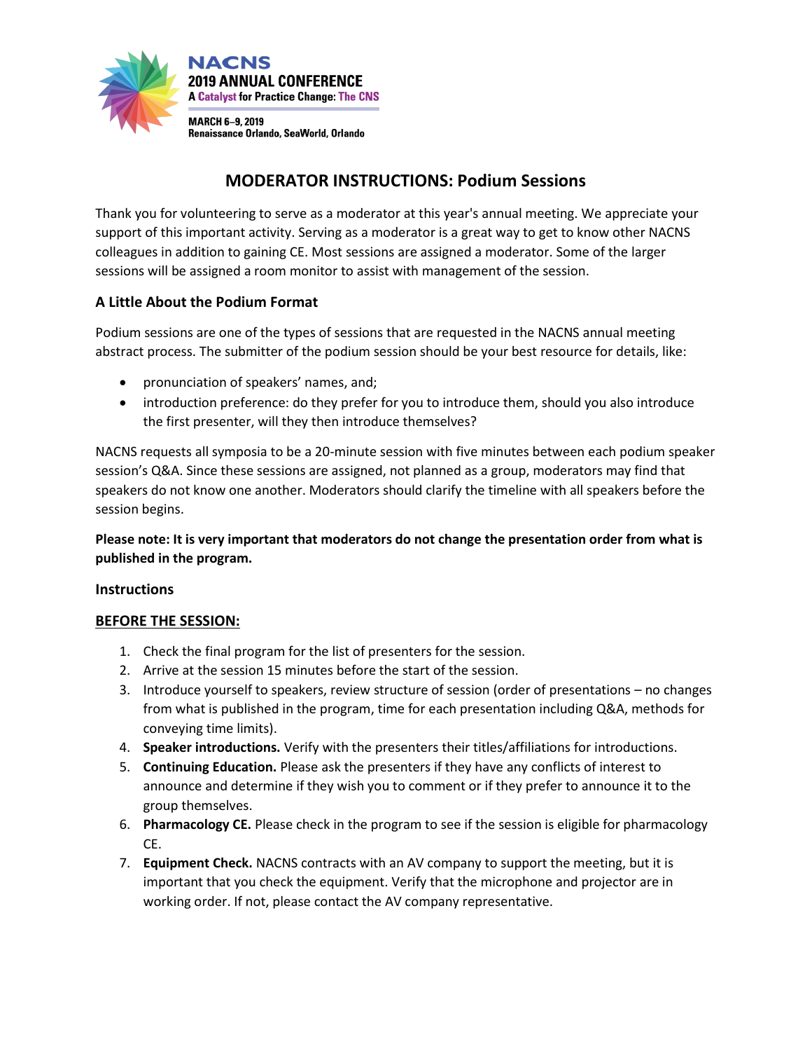NACNS
2019 ANNUAL CONFERENCE
A Catalyst for Practice Change: The CNS

MARCH 6–9, 2019
Renaissance Orlando, SeaWorld, Orlando

# MODERATOR INSTRUCTIONS: Podium Sessions

Thank you for volunteering to serve as a moderator at this year's annual meeting. We appreciate your support of this important activity. Serving as a moderator is a great way to get to know other NACNS colleagues in addition to gaining CE. Most sessions are assigned a moderator. Some of the larger sessions will be assigned a room monitor to assist with management of the session.

### A Little About the Podium Format

Podium sessions are one of the types of sessions that are requested in the NACNS annual meeting abstract process. The submitter of the podium session should be your best resource for details, like:

- pronunciation of speakers' names, and;
- introduction preference: do they prefer for you to introduce them, should you also introduce the first presenter, will they then introduce themselves?

NACNS requests all symposia to be a 20-minute session with five minutes between each podium speaker session's Q&A. Since these sessions are assigned, not planned as a group, moderators may find that speakers do not know one another. Moderators should clarify the timeline with all speakers before the session begins.

**Please note: It is very important that moderators do not change the presentation order from what is published in the program.**

### Instructions

**BEFORE THE SESSION:**

1. Check the final program for the list of presenters for the session.
2. Arrive at the session 15 minutes before the start of the session.
3. Introduce yourself to speakers, review structure of session (order of presentations – no changes from what is published in the program, time for each presentation including Q&A, methods for conveying time limits).
4. **Speaker introductions.** Verify with the presenters their titles/affiliations for introductions.
5. **Continuing Education.** Please ask the presenters if they have any conflicts of interest to announce and determine if they wish you to comment or if they prefer to announce it to the group themselves.
6. **Pharmacology CE.** Please check in the program to see if the session is eligible for pharmacology CE.
7. **Equipment Check.** NACNS contracts with an AV company to support the meeting, but it is important that you check the equipment. Verify that the microphone and projector are in working order. If not, please contact the AV company representative.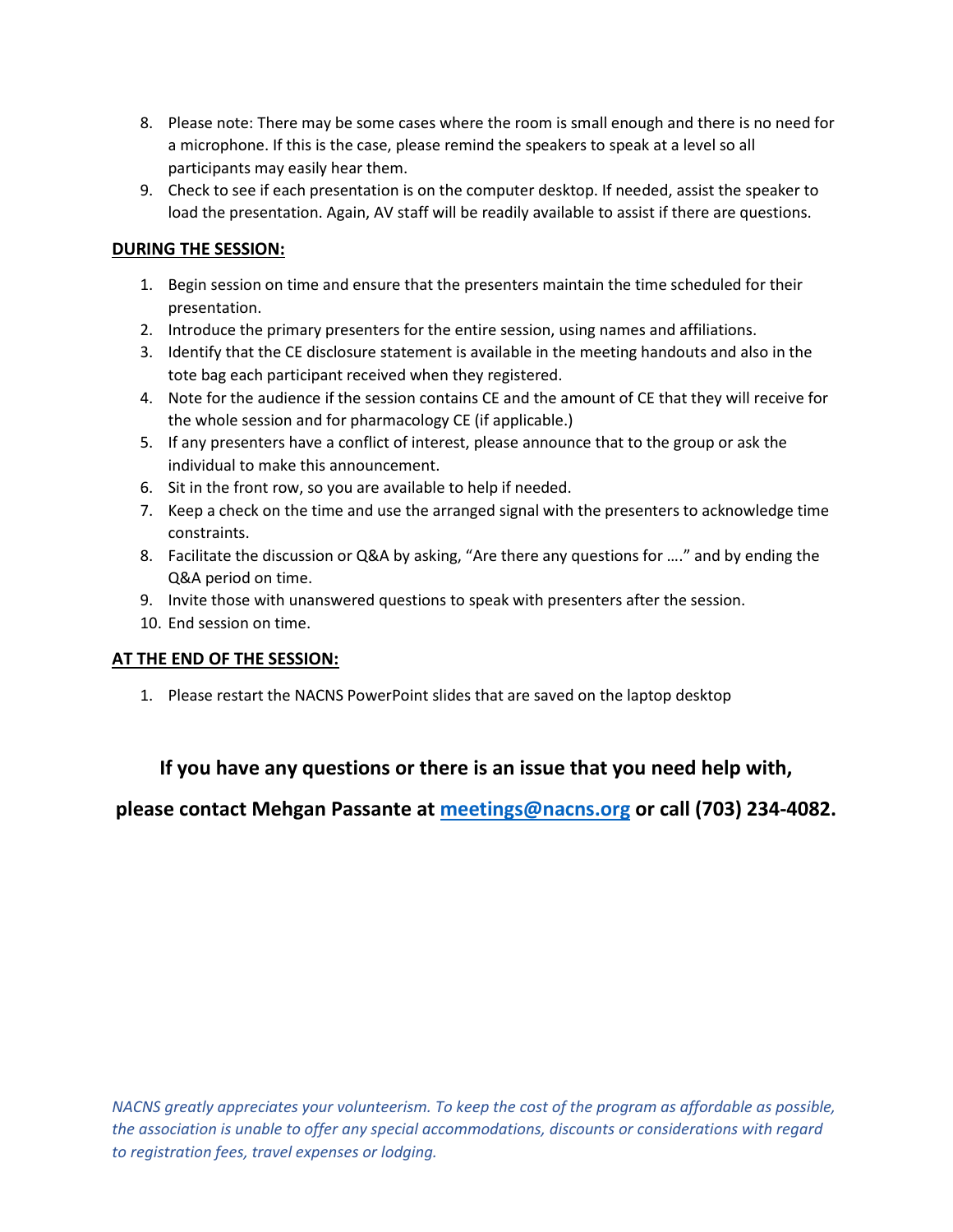8. Please note: There may be some cases where the room is small enough and there is no need for a microphone. If this is the case, please remind the speakers to speak at a level so all participants may easily hear them.
9. Check to see if each presentation is on the computer desktop. If needed, assist the speaker to load the presentation. Again, AV staff will be readily available to assist if there are questions.

**DURING THE SESSION:**

1. Begin session on time and ensure that the presenters maintain the time scheduled for their presentation.
2. Introduce the primary presenters for the entire session, using names and affiliations.
3. Identify that the CE disclosure statement is available in the meeting handouts and also in the tote bag each participant received when they registered.
4. Note for the audience if the session contains CE and the amount of CE that they will receive for the whole session and for pharmacology CE (if applicable.)
5. If any presenters have a conflict of interest, please announce that to the group or ask the individual to make this announcement.
6. Sit in the front row, so you are available to help if needed.
7. Keep a check on the time and use the arranged signal with the presenters to acknowledge time constraints.
8. Facilitate the discussion or Q&A by asking, "Are there any questions for …." and by ending the Q&A period on time.
9. Invite those with unanswered questions to speak with presenters after the session.
10. End session on time.

**AT THE END OF THE SESSION:**

1. Please restart the NACNS PowerPoint slides that are saved on the laptop desktop

**If you have any questions or there is an issue that you need help with,**

**please contact Mehgan Passante at [meetings@nacns.org](mailto:meetings@nacns.org) or call (703) 234-4082.**

*NACNS greatly appreciates your volunteerism. To keep the cost of the program as affordable as possible, the association is unable to offer any special accommodations, discounts or considerations with regard to registration fees, travel expenses or lodging.*